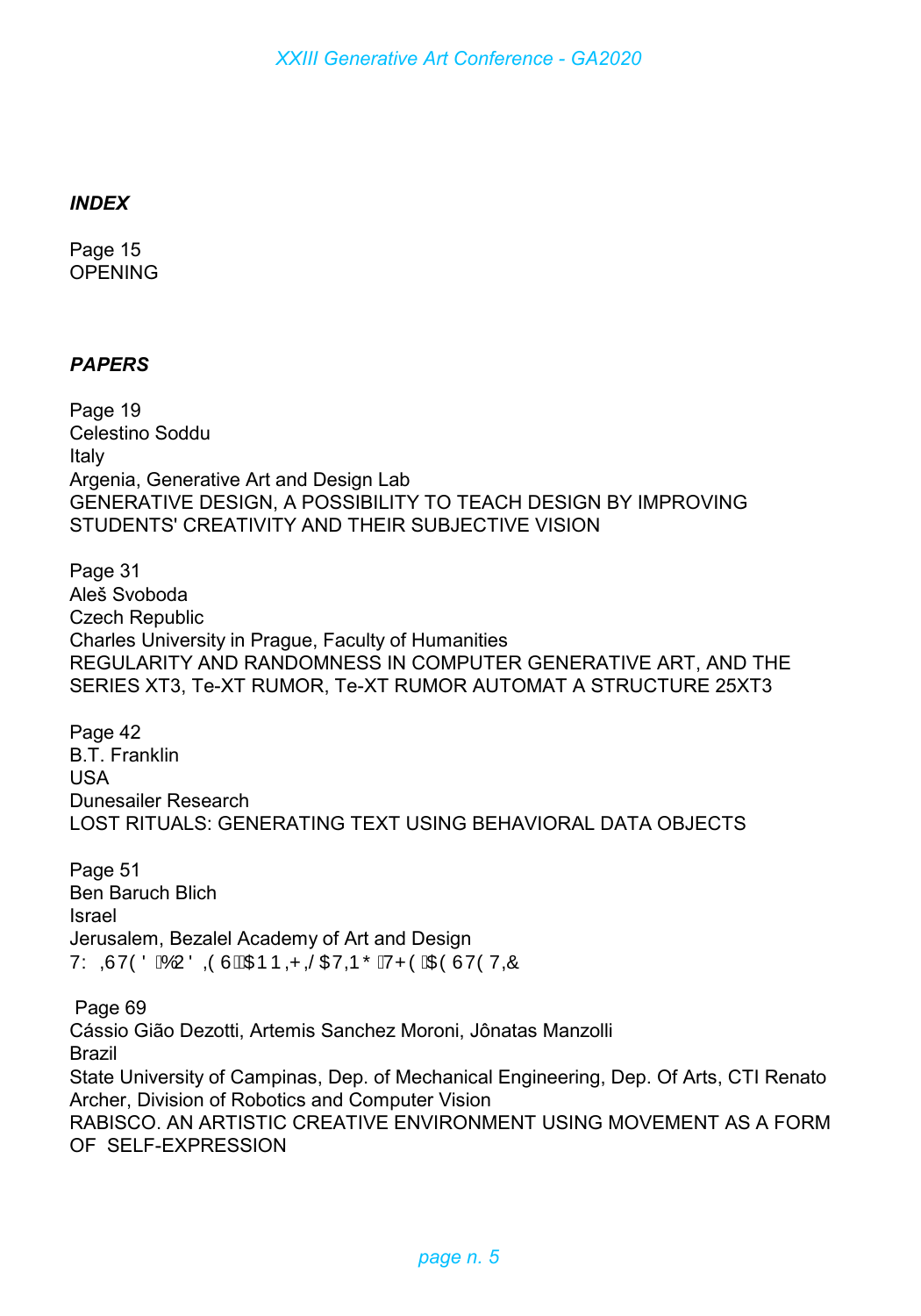***INDEX***

Page 15
OPENING

***PAPERS***

Page 19
Celestino Soddu
Italy
Argenia, Generative Art and Design Lab
GENERATIVE DESIGN, A POSSIBILITY TO TEACH DESIGN BY IMPROVING STUDENTS' CREATIVITY AND THEIR SUBJECTIVE VISION

Page 31
Aleš Svoboda
Czech Republic
Charles University in Prague, Faculty of Humanities
REGULARITY AND RANDOMNESS IN COMPUTER GENERATIVE ART, AND THE SERIES XT3, Te-XT RUMOR, Te-XT RUMOR AUTOMAT A STRUCTURE 25XT3

Page 42
B.T. Franklin
USA
Dunesailer Research
LOST RITUALS: GENERATING TEXT USING BEHAVIORAL DATA OBJECTS

Page 51
Ben Baruch Blich
Israel
Jerusalem, Bezalel Academy of Art and Design
7: ,67(' %2' ,( 6$11,+,/ $7,1* 7+( $( 67( 7,&

Page 69
Cássio Gião Dezotti, Artemis Sanchez Moroni, Jônatas Manzolli
Brazil
State University of Campinas, Dep. of Mechanical Engineering, Dep. Of Arts, CTI Renato Archer, Division of Robotics and Computer Vision
RABISCO. AN ARTISTIC CREATIVE ENVIRONMENT USING MOVEMENT AS A FORM OF SELF-EXPRESSION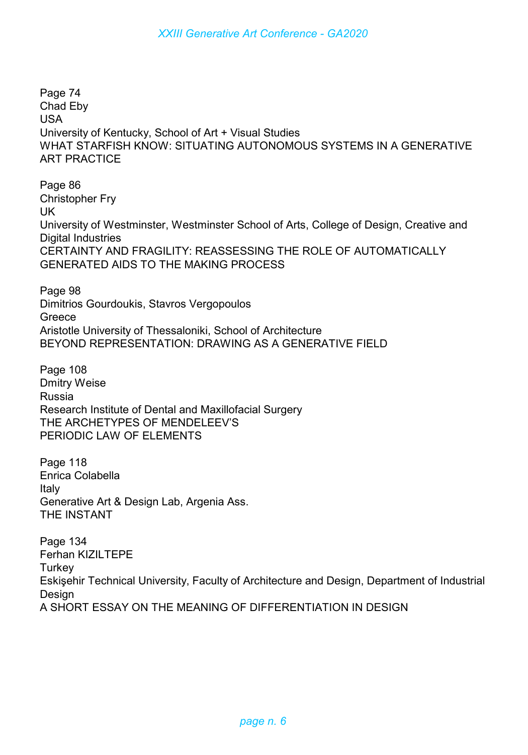Page 74
Chad Eby
USA
University of Kentucky, School of Art + Visual Studies
WHAT STARFISH KNOW: SITUATING AUTONOMOUS SYSTEMS IN A GENERATIVE ART PRACTICE

Page 86
Christopher Fry
UK
University of Westminster, Westminster School of Arts, College of Design, Creative and Digital Industries
CERTAINTY AND FRAGILITY: REASSESSING THE ROLE OF AUTOMATICALLY GENERATED AIDS TO THE MAKING PROCESS

Page 98
Dimitrios Gourdoukis, Stavros Vergopoulos
Greece
Aristotle University of Thessaloniki, School of Architecture
BEYOND REPRESENTATION: DRAWING AS A GENERATIVE FIELD

Page 108
Dmitry Weise
Russia
Research Institute of Dental and Maxillofacial Surgery
THE ARCHETYPES OF MENDELEEV'S PERIODIC LAW OF ELEMENTS

Page 118
Enrica Colabella
Italy
Generative Art & Design Lab, Argenia Ass.
THE INSTANT

Page 134
Ferhan KIZILTEPE
Turkey
Eskişehir Technical University, Faculty of Architecture and Design, Department of Industrial Design
A SHORT ESSAY ON THE MEANING OF DIFFERENTIATION IN DESIGN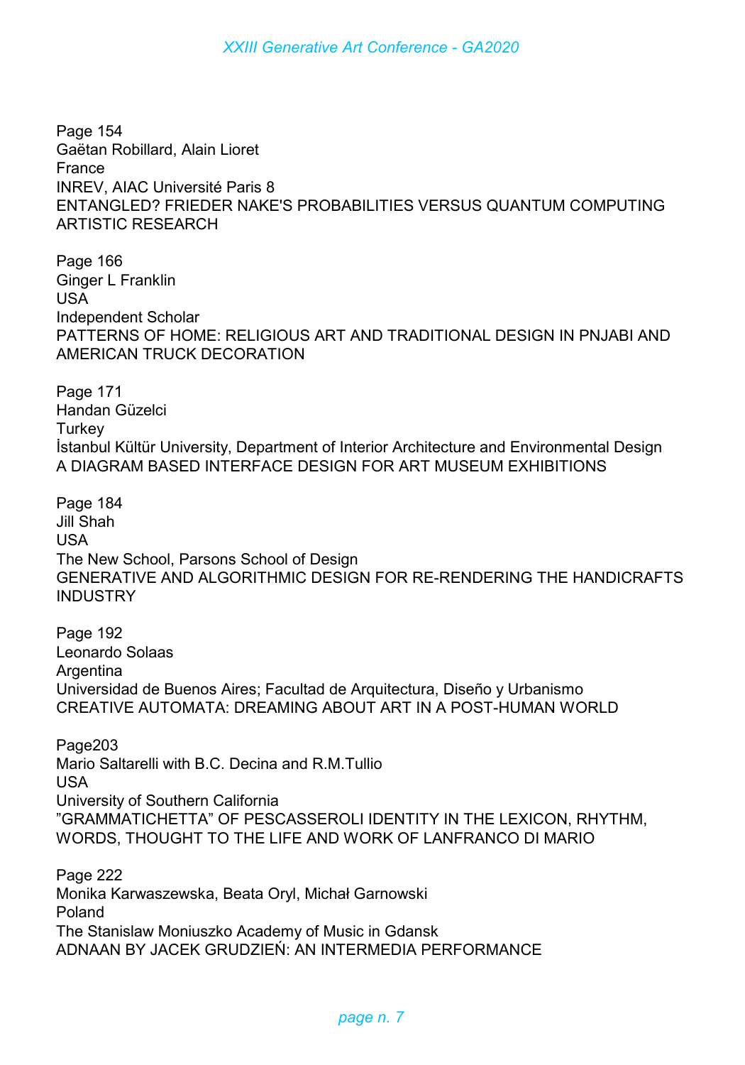Page 154
Gaëtan Robillard, Alain Lioret
France
INREV, AIAC Université Paris 8
ENTANGLED? FRIEDER NAKE'S PROBABILITIES VERSUS QUANTUM COMPUTING ARTISTIC RESEARCH

Page 166
Ginger L Franklin
USA
Independent Scholar
PATTERNS OF HOME: RELIGIOUS ART AND TRADITIONAL DESIGN IN PNJABI AND AMERICAN TRUCK DECORATION

Page 171
Handan Güzelci
Turkey
İstanbul Kültür University, Department of Interior Architecture and Environmental Design
A DIAGRAM BASED INTERFACE DESIGN FOR ART MUSEUM EXHIBITIONS

Page 184
Jill Shah
USA
The New School, Parsons School of Design
GENERATIVE AND ALGORITHMIC DESIGN FOR RE-RENDERING THE HANDICRAFTS INDUSTRY

Page 192
Leonardo Solaas
Argentina
Universidad de Buenos Aires; Facultad de Arquitectura, Diseño y Urbanismo
CREATIVE AUTOMATA: DREAMING ABOUT ART IN A POST-HUMAN WORLD

Page203
Mario Saltarelli with B.C. Decina and R.M.Tullio
USA
University of Southern California
”GRAMMATICHETTA” OF PESCASSEROLI IDENTITY IN THE LEXICON, RHYTHM, WORDS, THOUGHT TO THE LIFE AND WORK OF LANFRANCO DI MARIO

Page 222
Monika Karwaszewska, Beata Oryl, Michał Garnowski
Poland
The Stanislaw Moniuszko Academy of Music in Gdansk
ADNAAN BY JACEK GRUDZIEŃ: AN INTERMEDIA PERFORMANCE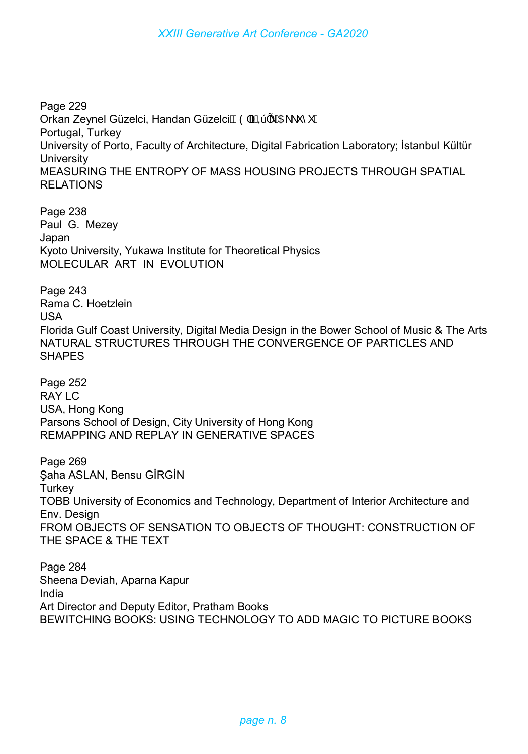Page 229
Orkan Zeynel Güzelci, Handan Güzelci ( ( Œ,úÕI$ NX\ X
Portugal, Turkey
University of Porto, Faculty of Architecture, Digital Fabrication Laboratory; İstanbul Kültür University
MEASURING THE ENTROPY OF MASS HOUSING PROJECTS THROUGH SPATIAL RELATIONS

Page 238
Paul G. Mezey
Japan
Kyoto University, Yukawa Institute for Theoretical Physics
MOLECULAR ART IN EVOLUTION

Page 243
Rama C. Hoetzlein
USA
Florida Gulf Coast University, Digital Media Design in the Bower School of Music & The Arts
NATURAL STRUCTURES THROUGH THE CONVERGENCE OF PARTICLES AND SHAPES

Page 252
RAY LC
USA, Hong Kong
Parsons School of Design, City University of Hong Kong
REMAPPING AND REPLAY IN GENERATIVE SPACES

Page 269
Şaha ASLAN, Bensu GİRGİN
Turkey
TOBB University of Economics and Technology, Department of Interior Architecture and Env. Design
FROM OBJECTS OF SENSATION TO OBJECTS OF THOUGHT: CONSTRUCTION OF THE SPACE & THE TEXT

Page 284
Sheena Deviah, Aparna Kapur
India
Art Director and Deputy Editor, Pratham Books
BEWITCHING BOOKS: USING TECHNOLOGY TO ADD MAGIC TO PICTURE BOOKS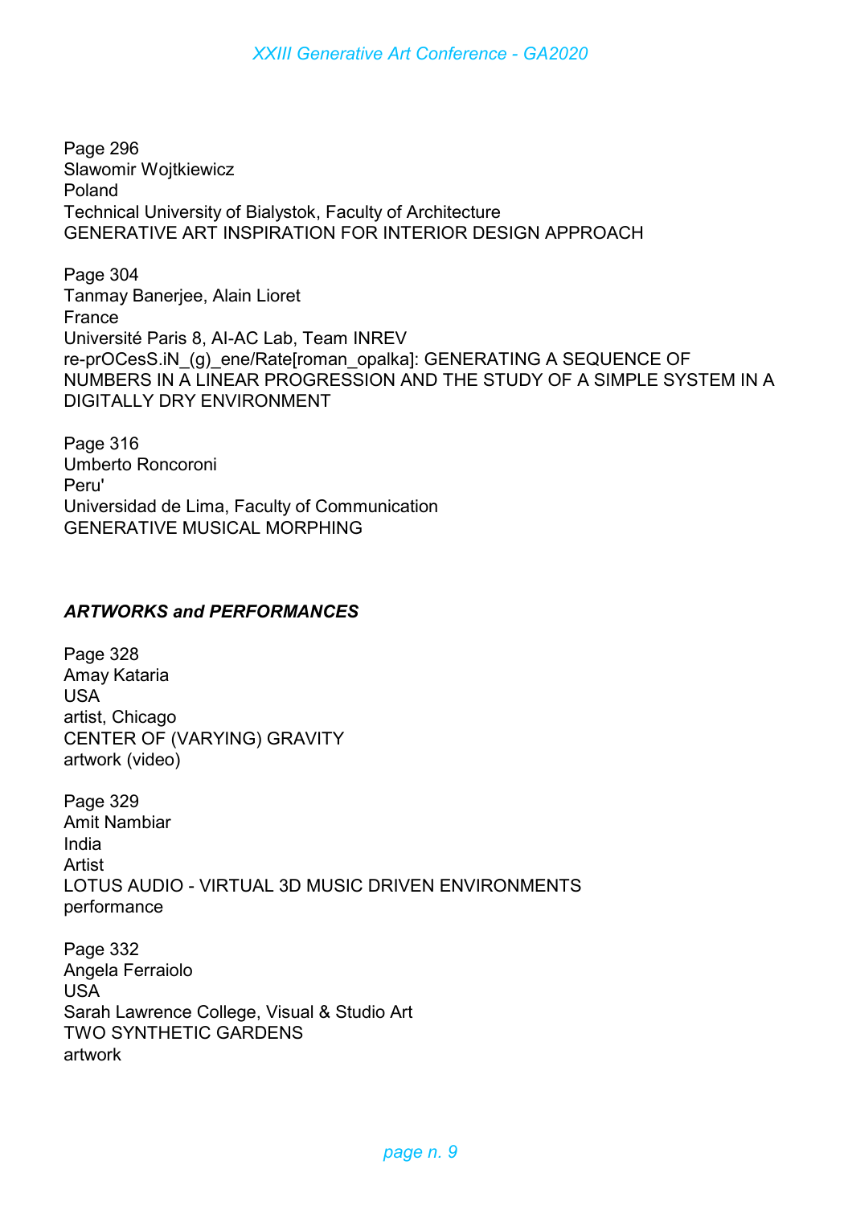Page 296
Slawomir Wojtkiewicz
Poland
Technical University of Bialystok, Faculty of Architecture
GENERATIVE ART INSPIRATION FOR INTERIOR DESIGN APPROACH

Page 304
Tanmay Banerjee, Alain Lioret
France
Université Paris 8, AI-AC Lab, Team INREV
re-prOCesS.iN_(g)_ene/Rate[roman_opalka]: GENERATING A SEQUENCE OF NUMBERS IN A LINEAR PROGRESSION AND THE STUDY OF A SIMPLE SYSTEM IN A DIGITALLY DRY ENVIRONMENT

Page 316
Umberto Roncoroni
Peru'
Universidad de Lima, Faculty of Communication
GENERATIVE MUSICAL MORPHING

## *ARTWORKS and PERFORMANCES*

Page 328
Amay Kataria
USA
artist, Chicago
CENTER OF (VARYING) GRAVITY
artwork (video)

Page 329
Amit Nambiar
India
Artist
LOTUS AUDIO - VIRTUAL 3D MUSIC DRIVEN ENVIRONMENTS
performance

Page 332
Angela Ferraiolo
USA
Sarah Lawrence College, Visual & Studio Art
TWO SYNTHETIC GARDENS
artwork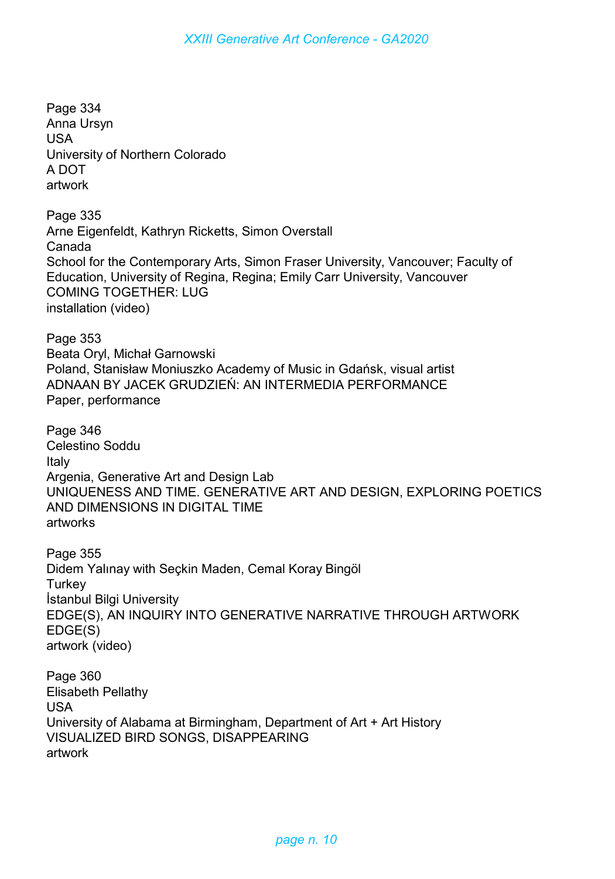Page 334
Anna Ursyn
USA
University of Northern Colorado
A DOT
artwork

Page 335
Arne Eigenfeldt, Kathryn Ricketts, Simon Overstall
Canada
School for the Contemporary Arts, Simon Fraser University, Vancouver; Faculty of Education, University of Regina, Regina; Emily Carr University, Vancouver
COMING TOGETHER: LUG
installation (video)

Page 353
Beata Oryl, Michał Garnowski
Poland, Stanisław Moniuszko Academy of Music in Gdańsk, visual artist
ADNAAN BY JACEK GRUDZIEŃ: AN INTERMEDIA PERFORMANCE
Paper, performance

Page 346
Celestino Soddu
Italy
Argenia, Generative Art and Design Lab
UNIQUENESS AND TIME. GENERATIVE ART AND DESIGN, EXPLORING POETICS AND DIMENSIONS IN DIGITAL TIME
artworks

Page 355
Didem Yalınay with Seçkin Maden, Cemal Koray Bingöl
Turkey
İstanbul Bilgi University
EDGE(S), AN INQUIRY INTO GENERATIVE NARRATIVE THROUGH ARTWORK EDGE(S)
artwork (video)

Page 360
Elisabeth Pellathy
USA
University of Alabama at Birmingham, Department of Art + Art History
VISUALIZED BIRD SONGS, DISAPPEARING
artwork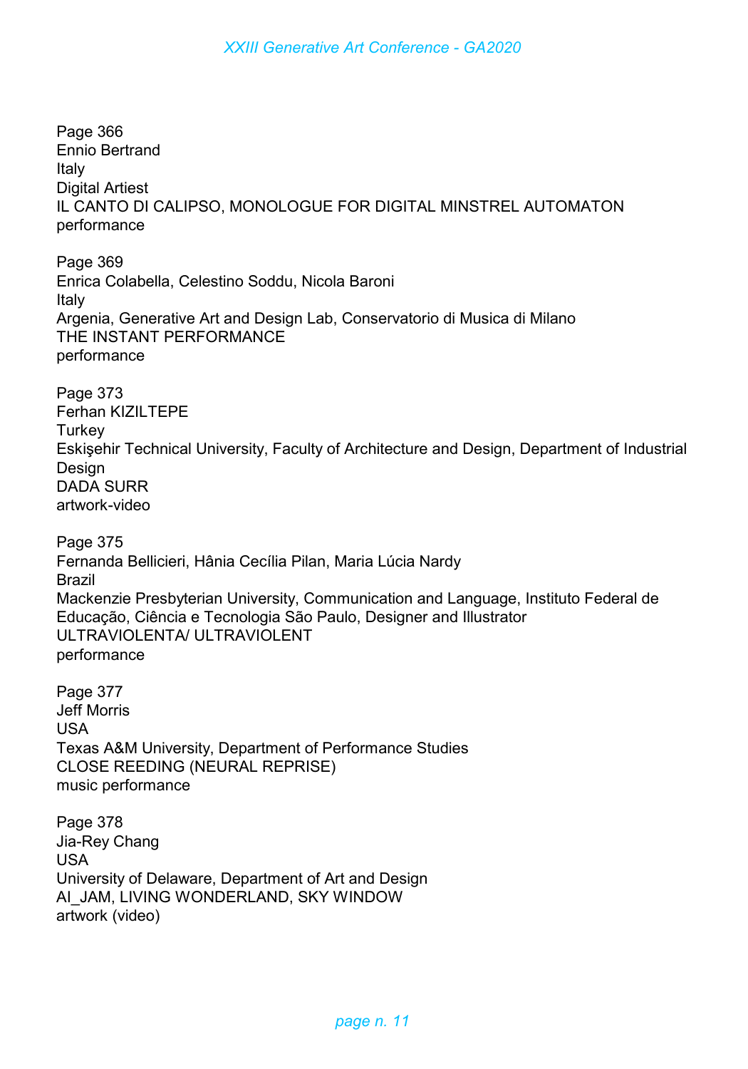Page 366
Ennio Bertrand
Italy
Digital Artiest
IL CANTO DI CALIPSO, MONOLOGUE FOR DIGITAL MINSTREL AUTOMATON
performance

Page 369
Enrica Colabella, Celestino Soddu, Nicola Baroni
Italy
Argenia, Generative Art and Design Lab, Conservatorio di Musica di Milano
THE INSTANT PERFORMANCE
performance

Page 373
Ferhan KIZILTEPE
Turkey
Eskişehir Technical University, Faculty of Architecture and Design, Department of Industrial Design
DADA SURR
artwork-video

Page 375
Fernanda Bellicieri, Hânia Cecília Pilan, Maria Lúcia Nardy
Brazil
Mackenzie Presbyterian University, Communication and Language, Instituto Federal de Educação, Ciência e Tecnologia São Paulo, Designer and Illustrator
ULTRAVIOLENTA/ ULTRAVIOLENT
performance

Page 377
Jeff Morris
USA
Texas A&M University, Department of Performance Studies
CLOSE REEDING (NEURAL REPRISE)
music performance

Page 378
Jia-Rey Chang
USA
University of Delaware, Department of Art and Design
AI_JAM, LIVING WONDERLAND, SKY WINDOW
artwork (video)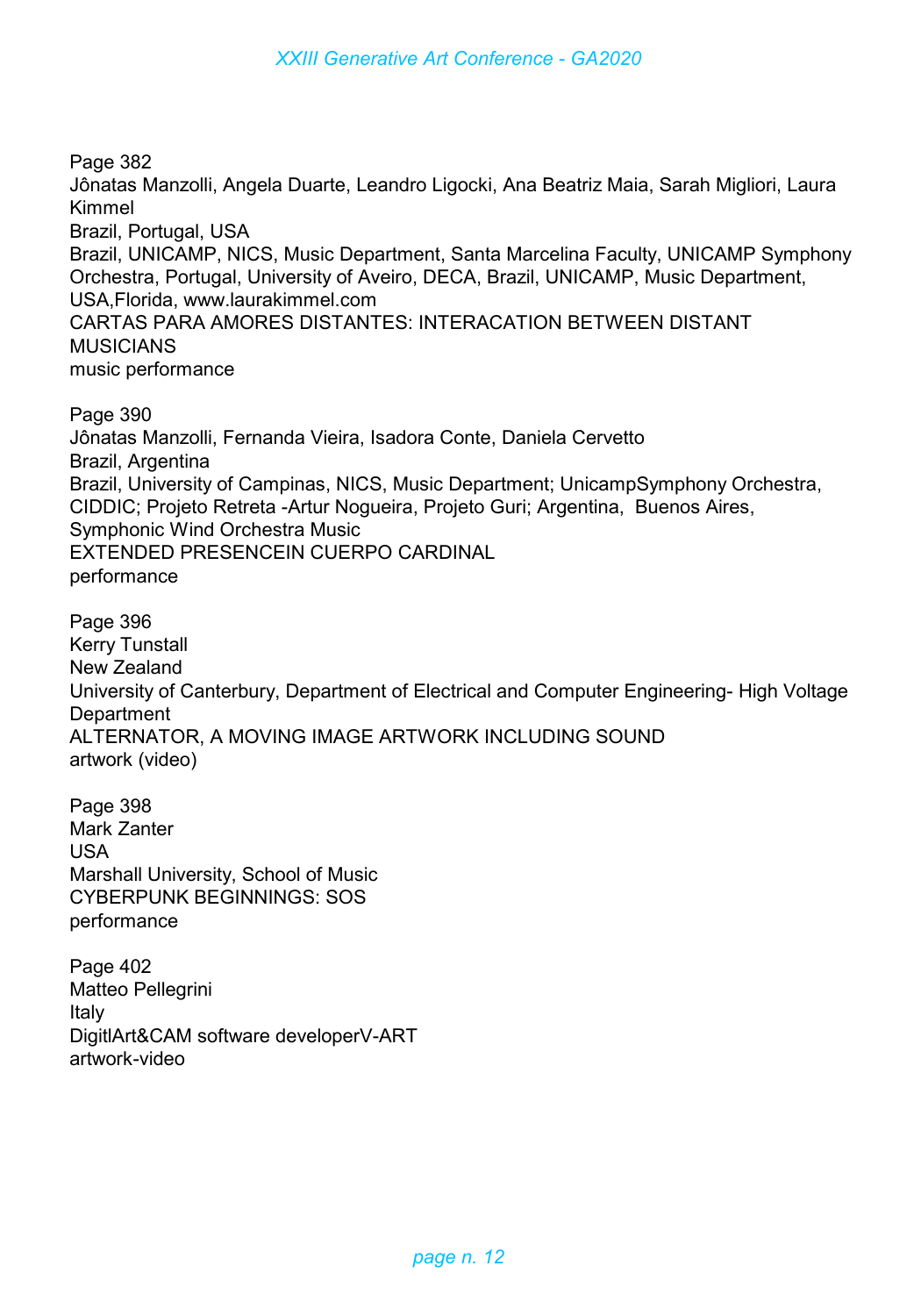Page 382
Jônatas Manzolli, Angela Duarte, Leandro Ligocki, Ana Beatriz Maia, Sarah Migliori, Laura Kimmel
Brazil, Portugal, USA
Brazil, UNICAMP, NICS, Music Department, Santa Marcelina Faculty, UNICAMP Symphony Orchestra, Portugal, University of Aveiro, DECA, Brazil, UNICAMP, Music Department, USA,Florida, www.laurakimmel.com
CARTAS PARA AMORES DISTANTES: INTERACATION BETWEEN DISTANT MUSICIANS
music performance

Page 390
Jônatas Manzolli, Fernanda Vieira, Isadora Conte, Daniela Cervetto
Brazil, Argentina
Brazil, University of Campinas, NICS, Music Department; UnicampSymphony Orchestra, CIDDIC; Projeto Retreta -Artur Nogueira, Projeto Guri; Argentina, Buenos Aires, Symphonic Wind Orchestra Music
EXTENDED PRESENCEIN CUERPO CARDINAL
performance

Page 396
Kerry Tunstall
New Zealand
University of Canterbury, Department of Electrical and Computer Engineering- High Voltage Department
ALTERNATOR, A MOVING IMAGE ARTWORK INCLUDING SOUND
artwork (video)

Page 398
Mark Zanter
USA
Marshall University, School of Music
CYBERPUNK BEGINNINGS: SOS
performance

Page 402
Matteo Pellegrini
Italy
DigitlArt&CAM software developerV-ART
artwork-video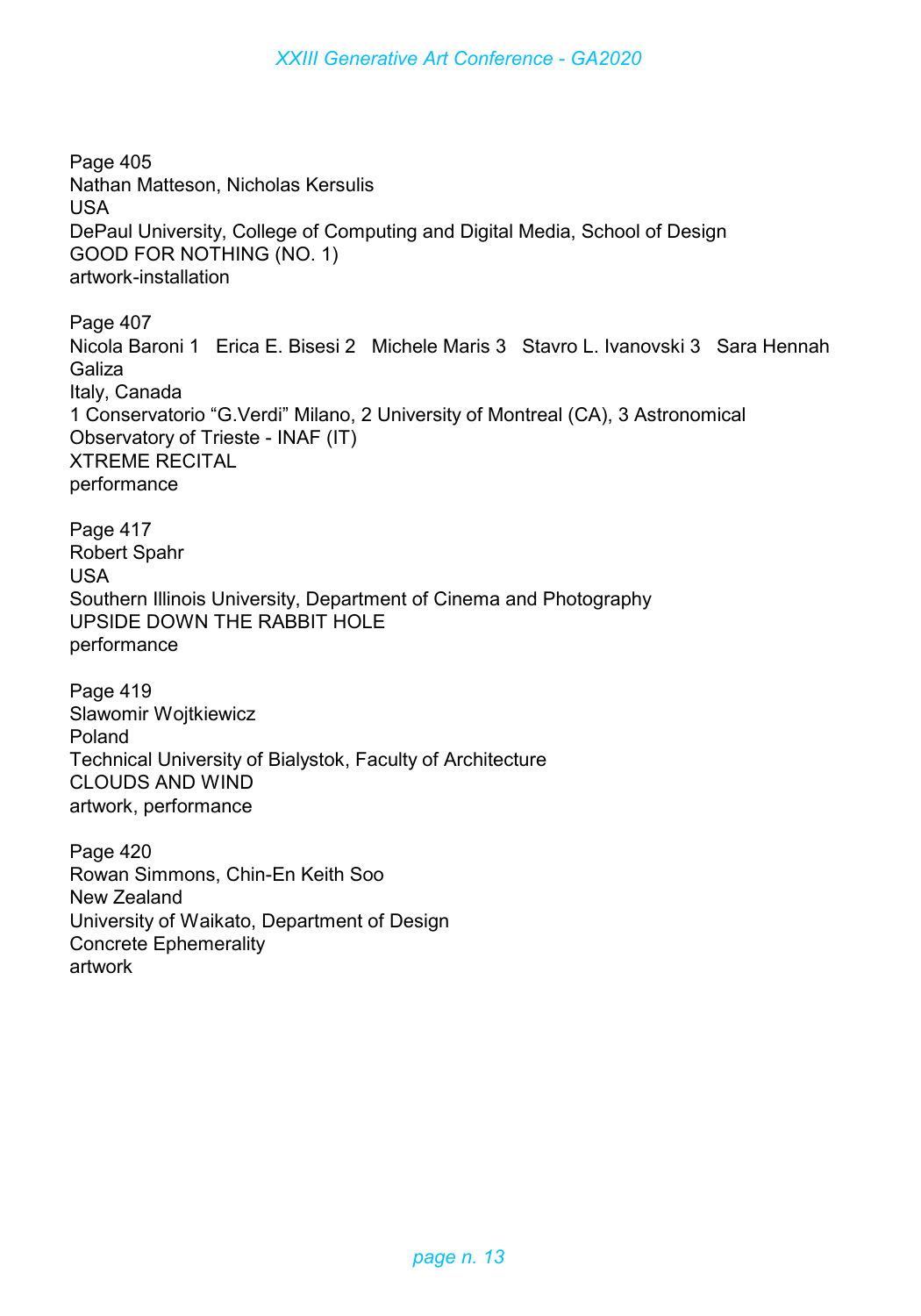Page 405
Nathan Matteson, Nicholas Kersulis
USA
DePaul University, College of Computing and Digital Media, School of Design
GOOD FOR NOTHING (NO. 1)
artwork-installation

Page 407
Nicola Baroni 1   Erica E. Bisesi 2   Michele Maris 3   Stavro L. Ivanovski 3   Sara Hennah Galiza
Italy, Canada
1 Conservatorio “G.Verdi” Milano, 2 University of Montreal (CA), 3 Astronomical Observatory of Trieste - INAF (IT)
XTREME RECITAL
performance

Page 417
Robert Spahr
USA
Southern Illinois University, Department of Cinema and Photography
UPSIDE DOWN THE RABBIT HOLE
performance

Page 419
Slawomir Wojtkiewicz
Poland
Technical University of Bialystok, Faculty of Architecture
CLOUDS AND WIND
artwork, performance

Page 420
Rowan Simmons, Chin-En Keith Soo
New Zealand
University of Waikato, Department of Design
Concrete Ephemerality
artwork